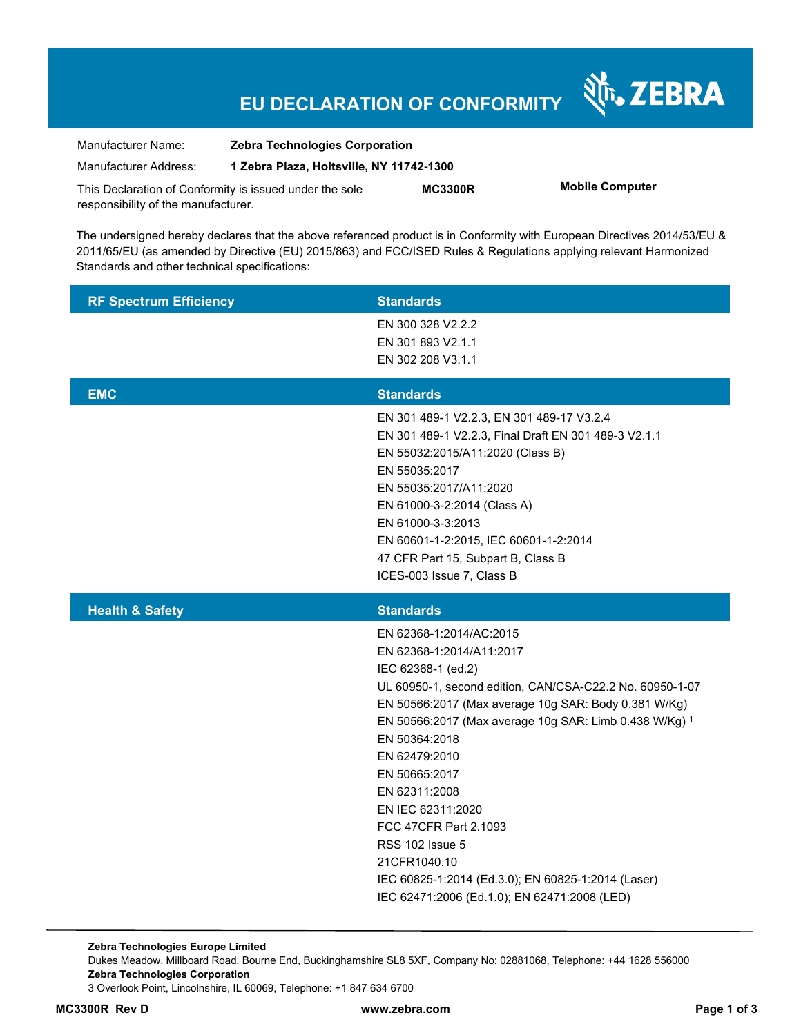# EU DECLARATION OF CONFORMITY

ZEBRA

| | |
|---|---|
| Manufacturer Name: | **Zebra Technologies Corporation** |
| Manufacturer Address: | **1 Zebra Plaza, Holtsville, NY 11742-1300** |

This Declaration of Conformity is issued under the sole responsibility of the manufacturer. **MC3300R** **Mobile Computer**

The undersigned hereby declares that the above referenced product is in Conformity with European Directives 2014/53/EU & 2011/65/EU (as amended by Directive (EU) 2015/863) and FCC/ISED Rules & Regulations applying relevant Harmonized Standards and other technical specifications:

| RF Spectrum Efficiency | Standards |
|---|---|
| | EN 300 328 V2.2.2<br>EN 301 893 V2.1.1<br>EN 302 208 V3.1.1 |

| EMC | Standards |
|---|---|
| | EN 301 489-1 V2.2.3, EN 301 489-17 V3.2.4<br>EN 301 489-1 V2.2.3, Final Draft EN 301 489-3 V2.1.1<br>EN 55032:2015/A11:2020 (Class B)<br>EN 55035:2017<br>EN 55035:2017/A11:2020<br>EN 61000-3-2:2014 (Class A)<br>EN 61000-3-3:2013<br>EN 60601-1-2:2015, IEC 60601-1-2:2014<br>47 CFR Part 15, Subpart B, Class B<br>ICES-003 Issue 7, Class B |

| Health & Safety | Standards |
|---|---|
| | EN 62368-1:2014/AC:2015<br>EN 62368-1:2014/A11:2017<br>IEC 62368-1 (ed.2)<br>UL 60950-1, second edition, CAN/CSA-C22.2 No. 60950-1-07<br>EN 50566:2017 (Max average 10g SAR: Body 0.381 W/Kg)<br>EN 50566:2017 (Max average 10g SAR: Limb 0.438 W/Kg) [1]<br>EN 50364:2018<br>EN 62479:2010<br>EN 50665:2017<br>EN 62311:2008<br>EN IEC 62311:2020<br>FCC 47CFR Part 2.1093<br>RSS 102 Issue 5<br>21CFR1040.10<br>IEC 60825-1:2014 (Ed.3.0); EN 60825-1:2014 (Laser)<br>IEC 62471:2006 (Ed.1.0); EN 62471:2008 (LED) |

**Zebra Technologies Europe Limited**
Dukes Meadow, Millboard Road, Bourne End, Buckinghamshire SL8 5XF, Company No: 02881068, Telephone: +44 1628 556000
**Zebra Technologies Corporation**
3 Overlook Point, Lincolnshire, IL 60069, Telephone: +1 847 634 6700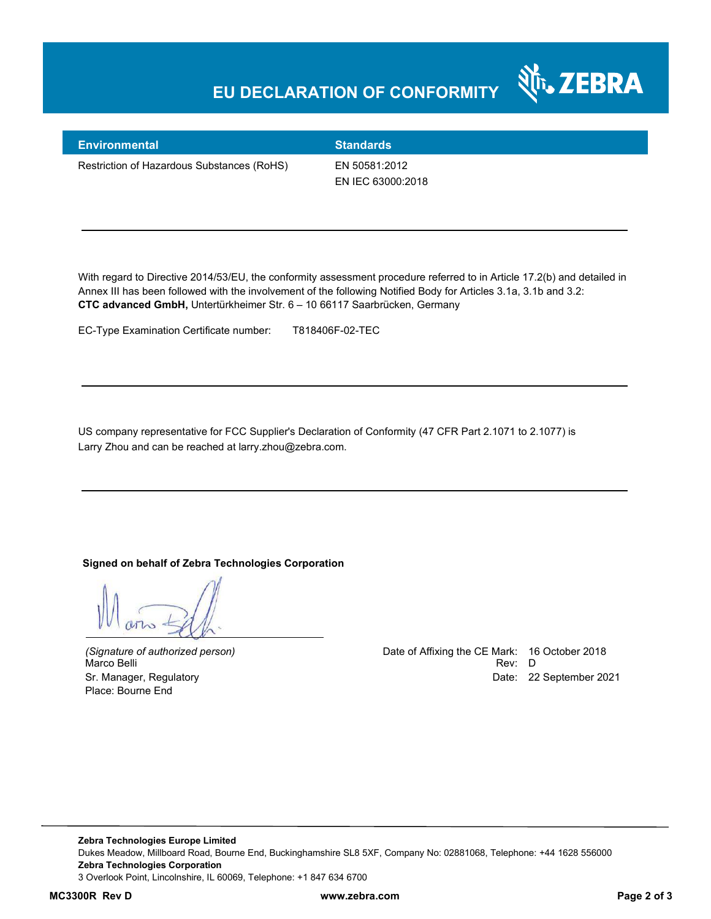# EU DECLARATION OF CONFORMITY

| Environmental | Standards |
| --- | --- |
| Restriction of Hazardous Substances (RoHS) | EN 50581:2012<br>EN IEC 63000:2018 |

---

With regard to Directive 2014/53/EU, the conformity assessment procedure referred to in Article 17.2(b) and detailed in Annex III has been followed with the involvement of the following Notified Body for Articles 3.1a, 3.1b and 3.2:
**CTC advanced GmbH,** Untertürkheimer Str. 6 – 10 66117 Saarbrücken, Germany

EC-Type Examination Certificate number: T818406F-02-TEC

---

US company representative for FCC Supplier's Declaration of Conformity (47 CFR Part 2.1071 to 2.1077) is Larry Zhou and can be reached at larry.zhou@zebra.com.

---

**Signed on behalf of Zebra Technologies Corporation**

*(Signature of authorized person)*
Marco Belli
Sr. Manager, Regulatory
Place: Bourne End

Date of Affixing the CE Mark: 16 October 2018
Rev: D
Date: 22 September 2021

**Zebra Technologies Europe Limited**
Dukes Meadow, Millboard Road, Bourne End, Buckinghamshire SL8 5XF, Company No: 02881068, Telephone: +44 1628 556000
**Zebra Technologies Corporation**
3 Overlook Point, Lincolnshire, IL 60069, Telephone: +1 847 634 6700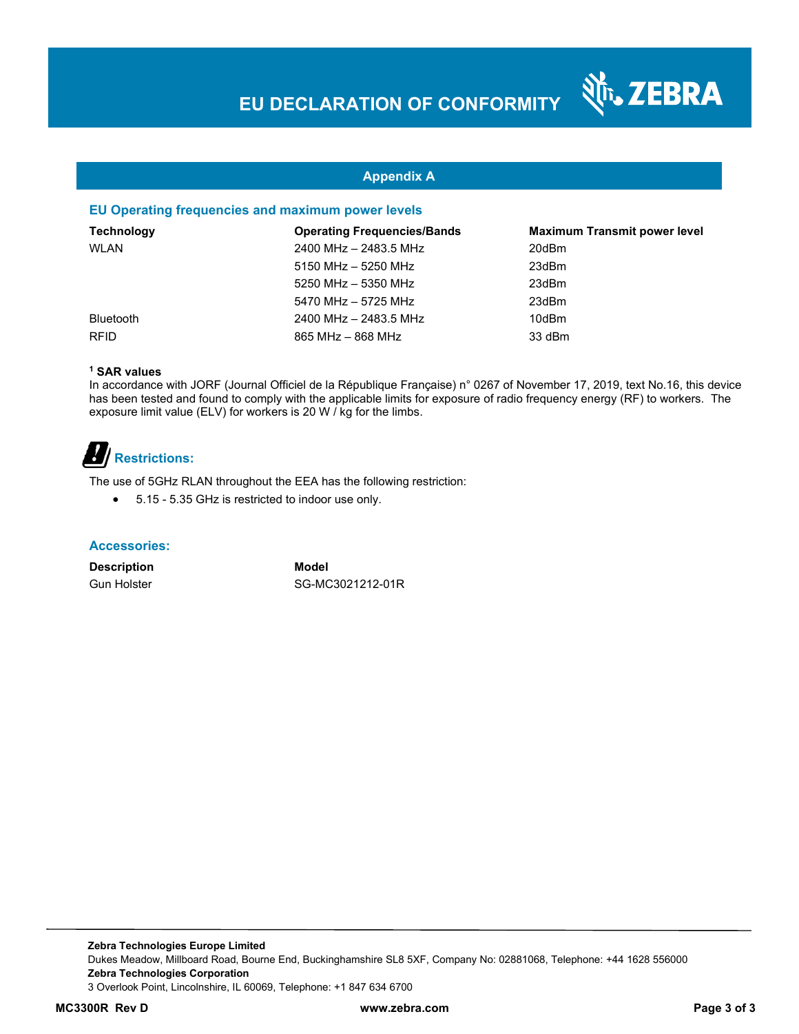# EU DECLARATION OF CONFORMITY

## Appendix A

### EU Operating frequencies and maximum power levels

| Technology | Operating Frequencies/Bands | Maximum Transmit power level |
|---|---|---|
| WLAN | 2400 MHz – 2483.5 MHz | 20dBm |
| | 5150 MHz – 5250 MHz | 23dBm |
| | 5250 MHz – 5350 MHz | 23dBm |
| | 5470 MHz – 5725 MHz | 23dBm |
| Bluetooth | 2400 MHz – 2483.5 MHz | 10dBm |
| RFID | 865 MHz – 868 MHz | 33 dBm |

**[1] SAR values**

In accordance with JORF (Journal Officiel de la République Française) n° 0267 of November 17, 2019, text No.16, this device has been tested and found to comply with the applicable limits for exposure of radio frequency energy (RF) to workers. The exposure limit value (ELV) for workers is 20 W / kg for the limbs.

### Restrictions:

The use of 5GHz RLAN throughout the EEA has the following restriction:

- 5.15 - 5.35 GHz is restricted to indoor use only.

### Accessories:

| Description | Model |
|---|---|
| Gun Holster | SG-MC3021212-01R |

**Zebra Technologies Europe Limited**
Dukes Meadow, Millboard Road, Bourne End, Buckinghamshire SL8 5XF, Company No: 02881068, Telephone: +44 1628 556000
**Zebra Technologies Corporation**
3 Overlook Point, Lincolnshire, IL 60069, Telephone: +1 847 634 6700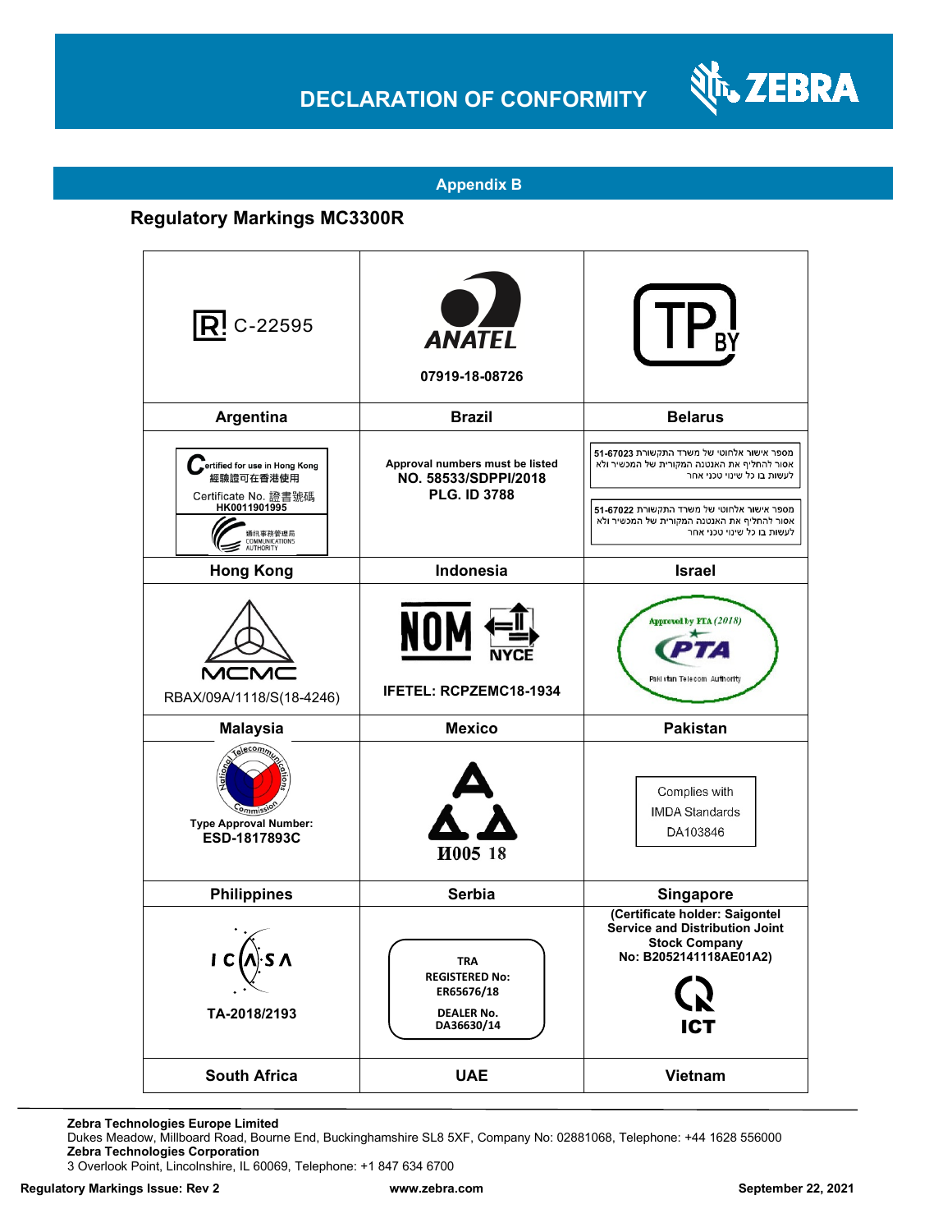# DECLARATION OF CONFORMITY

## Appendix B

### Regulatory Markings MC3300R

| | | |
|---|---|---|
| C-22595 | ANATEL 07919-18-08726 | TP BY |
| **Argentina** | **Brazil** | **Belarus** |
| Certified for use in Hong Kong 經驗證可在香港使用 Certificate No. 證書號碼 HK0011901995 通訊事務管理局 COMMUNICATIONS AUTHORITY | Approval numbers must be listed NO. 58533/SDPPI/2018 PLG. ID 3788 | מספר אישור אלחוטי של משרד התקשורת 51-67023 אסור להחליף את האנטנה המקורית של המכשיר ולא לעשות בו כל שינוי טכני אחר<br>מספר אישור אלחוטי של משרד התקשורת 51-67022 אסור להחליף את האנטנה המקורית של המכשיר ולא לעשות בו כל שינוי טכני אחר |
| **Hong Kong** | **Indonesia** | **Israel** |
| MCMC RBAX/09A/1118/S(18-4246) | NOM NYCE IFETEL: RCPZEMC18-1934 | Approved by PTA (2018) PTA Pakistan Telecom Authority |
| **Malaysia** | **Mexico** | **Pakistan** |
| National Telecommunications Commission Type Approval Number: ESD-1817893C | И005 18 | Complies with IMDA Standards DA103846 |
| **Philippines** | **Serbia** | **Singapore** |
| ICASA TA-2018/2193 | TRA REGISTERED No: ER65676/18 DEALER No. DA36630/14 | (Certificate holder: Saigontel Service and Distribution Joint Stock Company No: B2052141118AE01A2) ICT |
| **South Africa** | **UAE** | **Vietnam** |

**Zebra Technologies Europe Limited**
Dukes Meadow, Millboard Road, Bourne End, Buckinghamshire SL8 5XF, Company No: 02881068, Telephone: +44 1628 556000
**Zebra Technologies Corporation**
3 Overlook Point, Lincolnshire, IL 60069, Telephone: +1 847 634 6700

**Regulatory Markings Issue: Rev 2** **www.zebra.com** **September 22, 2021**